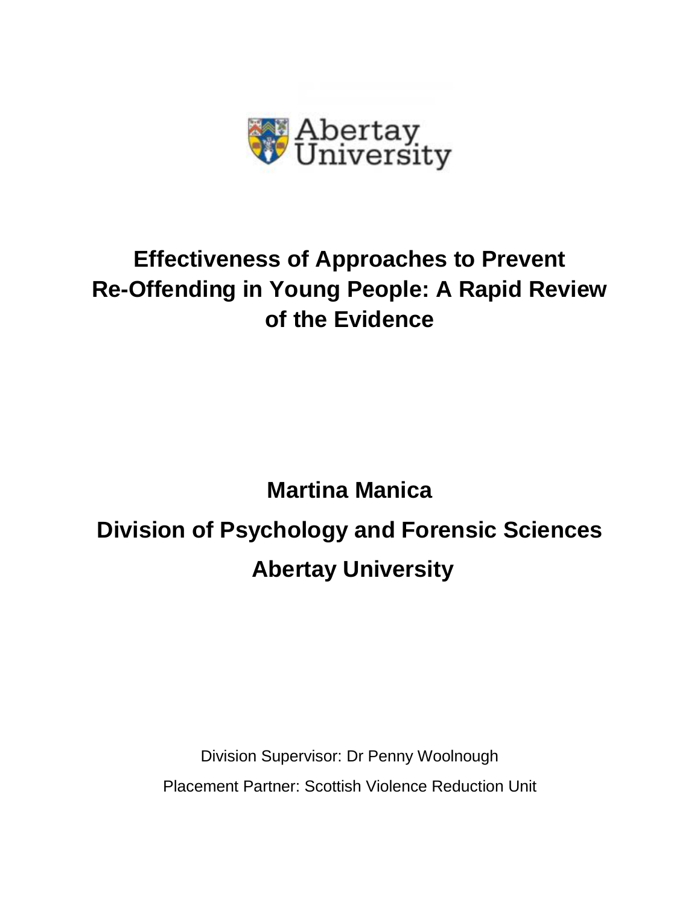Abertay University

# Effectiveness of Approaches to Prevent Re-Offending in Young People: A Rapid Review of the Evidence

**Martina Manica**

**Division of Psychology and Forensic Sciences**

**Abertay University**

Division Supervisor: Dr Penny Woolnough

Placement Partner: Scottish Violence Reduction Unit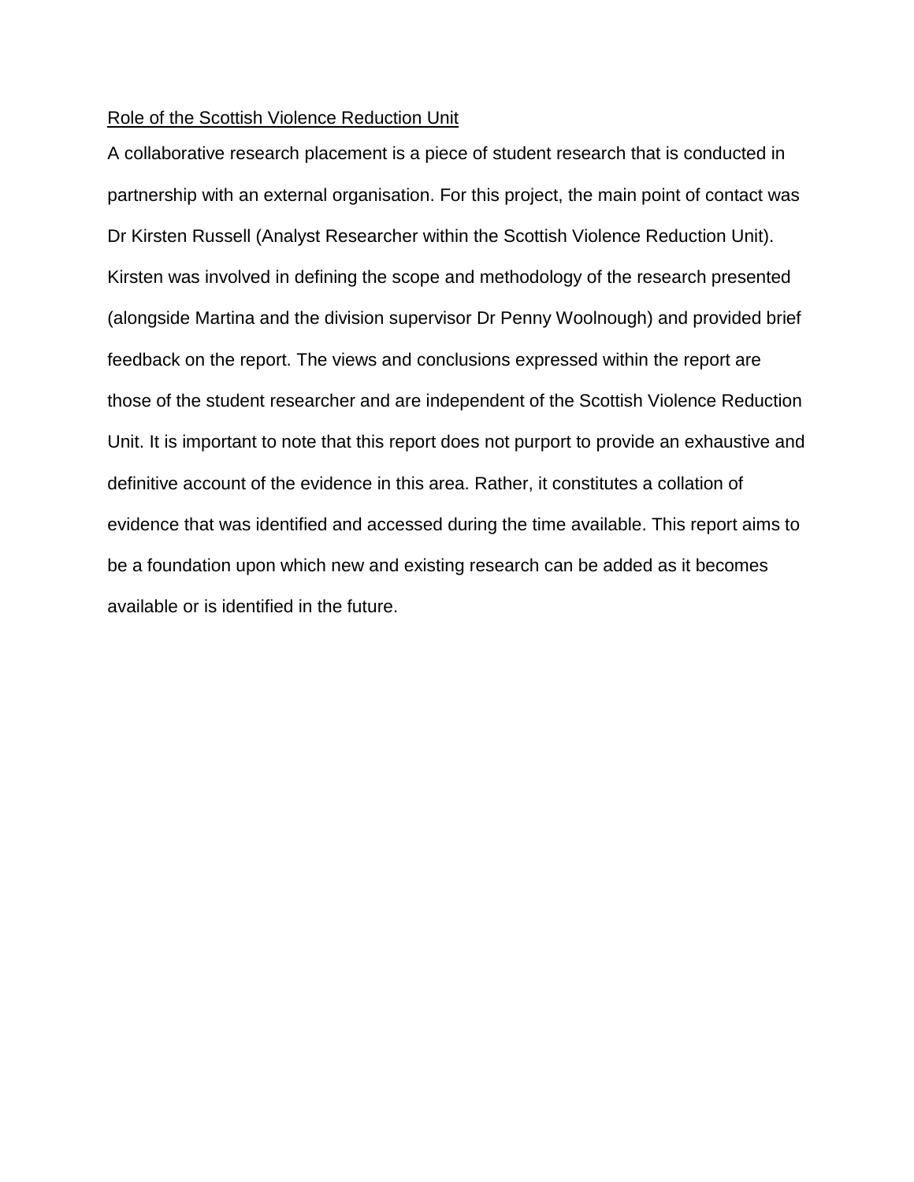## Role of the Scottish Violence Reduction Unit

A collaborative research placement is a piece of student research that is conducted in partnership with an external organisation. For this project, the main point of contact was Dr Kirsten Russell (Analyst Researcher within the Scottish Violence Reduction Unit). Kirsten was involved in defining the scope and methodology of the research presented (alongside Martina and the division supervisor Dr Penny Woolnough) and provided brief feedback on the report. The views and conclusions expressed within the report are those of the student researcher and are independent of the Scottish Violence Reduction Unit. It is important to note that this report does not purport to provide an exhaustive and definitive account of the evidence in this area. Rather, it constitutes a collation of evidence that was identified and accessed during the time available. This report aims to be a foundation upon which new and existing research can be added as it becomes available or is identified in the future.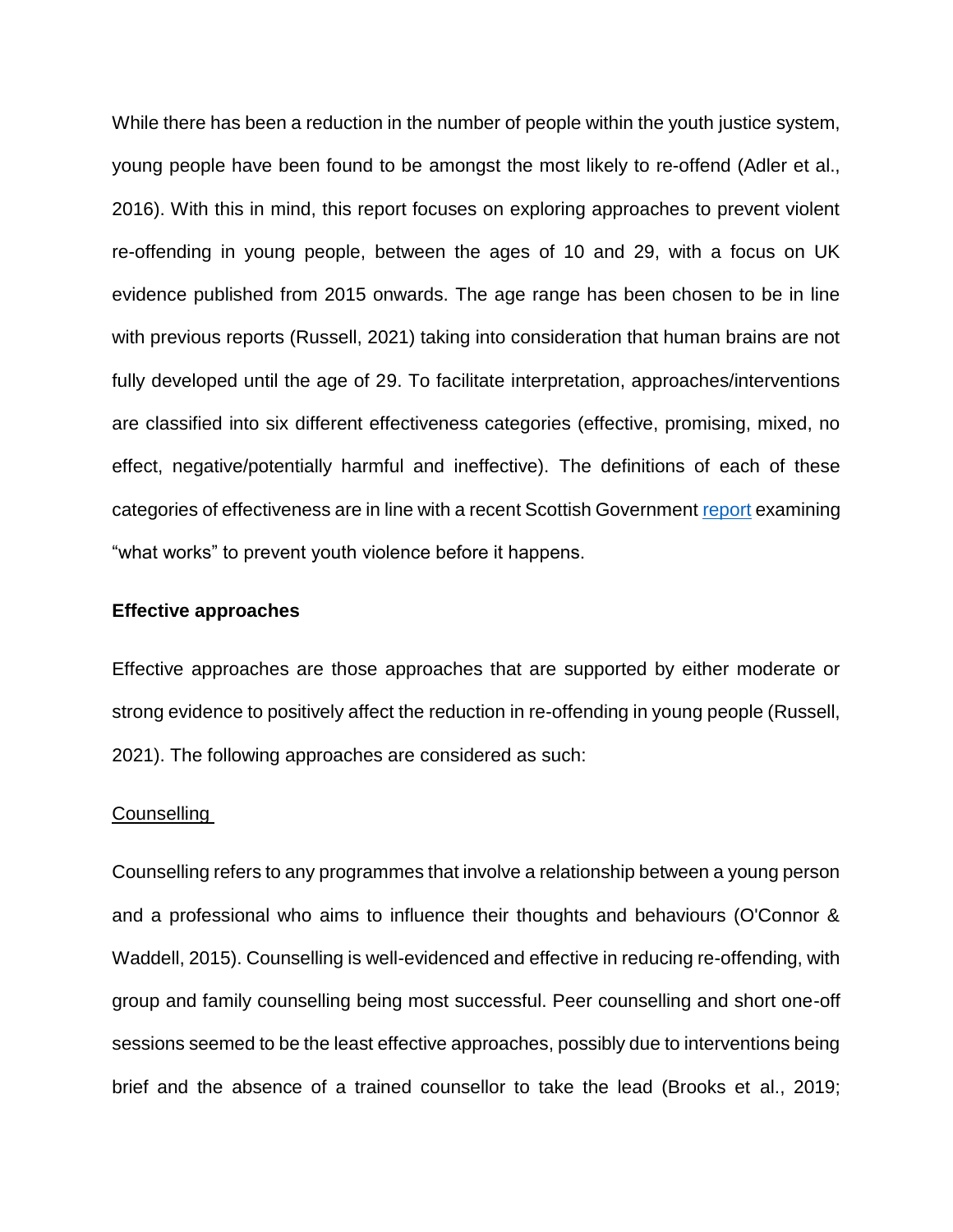While there has been a reduction in the number of people within the youth justice system, young people have been found to be amongst the most likely to re-offend (Adler et al., 2016). With this in mind, this report focuses on exploring approaches to prevent violent re-offending in young people, between the ages of 10 and 29, with a focus on UK evidence published from 2015 onwards. The age range has been chosen to be in line with previous reports (Russell, 2021) taking into consideration that human brains are not fully developed until the age of 29. To facilitate interpretation, approaches/interventions are classified into six different effectiveness categories (effective, promising, mixed, no effect, negative/potentially harmful and ineffective). The definitions of each of these categories of effectiveness are in line with a recent Scottish Government report examining "what works" to prevent youth violence before it happens.

**Effective approaches**

Effective approaches are those approaches that are supported by either moderate or strong evidence to positively affect the reduction in re-offending in young people (Russell, 2021). The following approaches are considered as such:

Counselling

Counselling refers to any programmes that involve a relationship between a young person and a professional who aims to influence their thoughts and behaviours (O'Connor & Waddell, 2015). Counselling is well-evidenced and effective in reducing re-offending, with group and family counselling being most successful. Peer counselling and short one-off sessions seemed to be the least effective approaches, possibly due to interventions being brief and the absence of a trained counsellor to take the lead (Brooks et al., 2019;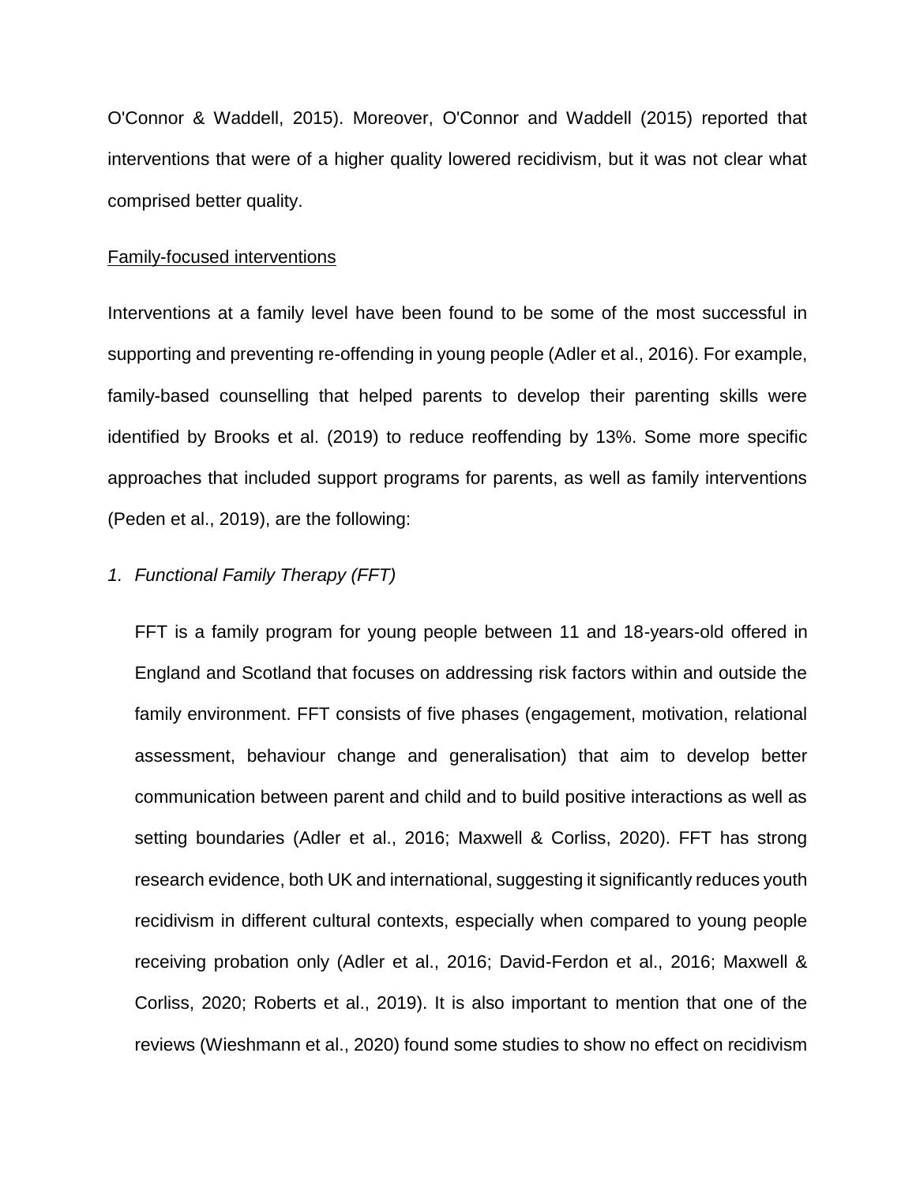O'Connor & Waddell, 2015). Moreover, O'Connor and Waddell (2015) reported that interventions that were of a higher quality lowered recidivism, but it was not clear what comprised better quality.

Family-focused interventions

Interventions at a family level have been found to be some of the most successful in supporting and preventing re-offending in young people (Adler et al., 2016). For example, family-based counselling that helped parents to develop their parenting skills were identified by Brooks et al. (2019) to reduce reoffending by 13%. Some more specific approaches that included support programs for parents, as well as family interventions (Peden et al., 2019), are the following:

1. *Functional Family Therapy (FFT)*

   FFT is a family program for young people between 11 and 18-years-old offered in England and Scotland that focuses on addressing risk factors within and outside the family environment. FFT consists of five phases (engagement, motivation, relational assessment, behaviour change and generalisation) that aim to develop better communication between parent and child and to build positive interactions as well as setting boundaries (Adler et al., 2016; Maxwell & Corliss, 2020). FFT has strong research evidence, both UK and international, suggesting it significantly reduces youth recidivism in different cultural contexts, especially when compared to young people receiving probation only (Adler et al., 2016; David-Ferdon et al., 2016; Maxwell & Corliss, 2020; Roberts et al., 2019). It is also important to mention that one of the reviews (Wieshmann et al., 2020) found some studies to show no effect on recidivism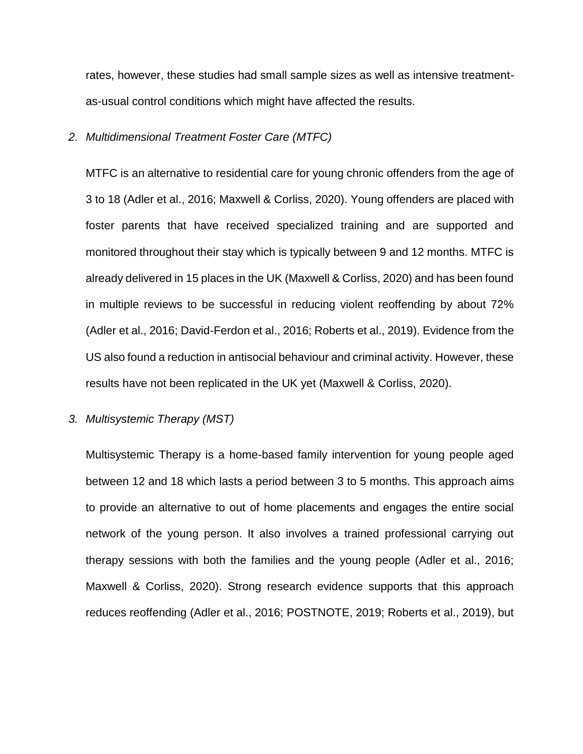rates, however, these studies had small sample sizes as well as intensive treatment-as-usual control conditions which might have affected the results.

*2. Multidimensional Treatment Foster Care (MTFC)*

MTFC is an alternative to residential care for young chronic offenders from the age of 3 to 18 (Adler et al., 2016; Maxwell & Corliss, 2020). Young offenders are placed with foster parents that have received specialized training and are supported and monitored throughout their stay which is typically between 9 and 12 months. MTFC is already delivered in 15 places in the UK (Maxwell & Corliss, 2020) and has been found in multiple reviews to be successful in reducing violent reoffending by about 72% (Adler et al., 2016; David-Ferdon et al., 2016; Roberts et al., 2019). Evidence from the US also found a reduction in antisocial behaviour and criminal activity. However, these results have not been replicated in the UK yet (Maxwell & Corliss, 2020).

*3. Multisystemic Therapy (MST)*

Multisystemic Therapy is a home-based family intervention for young people aged between 12 and 18 which lasts a period between 3 to 5 months. This approach aims to provide an alternative to out of home placements and engages the entire social network of the young person. It also involves a trained professional carrying out therapy sessions with both the families and the young people (Adler et al., 2016; Maxwell & Corliss, 2020). Strong research evidence supports that this approach reduces reoffending (Adler et al., 2016; POSTNOTE, 2019; Roberts et al., 2019), but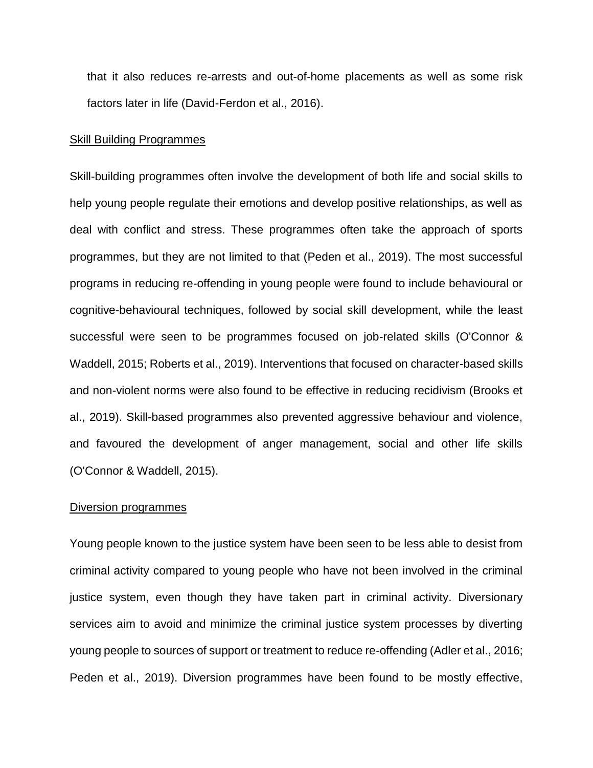that it also reduces re-arrests and out-of-home placements as well as some risk factors later in life (David-Ferdon et al., 2016).

<u>Skill Building Programmes</u>

Skill-building programmes often involve the development of both life and social skills to help young people regulate their emotions and develop positive relationships, as well as deal with conflict and stress. These programmes often take the approach of sports programmes, but they are not limited to that (Peden et al., 2019). The most successful programs in reducing re-offending in young people were found to include behavioural or cognitive-behavioural techniques, followed by social skill development, while the least successful were seen to be programmes focused on job-related skills (O'Connor & Waddell, 2015; Roberts et al., 2019). Interventions that focused on character-based skills and non-violent norms were also found to be effective in reducing recidivism (Brooks et al., 2019). Skill-based programmes also prevented aggressive behaviour and violence, and favoured the development of anger management, social and other life skills (O'Connor & Waddell, 2015).

<u>Diversion programmes</u>

Young people known to the justice system have been seen to be less able to desist from criminal activity compared to young people who have not been involved in the criminal justice system, even though they have taken part in criminal activity. Diversionary services aim to avoid and minimize the criminal justice system processes by diverting young people to sources of support or treatment to reduce re-offending (Adler et al., 2016; Peden et al., 2019). Diversion programmes have been found to be mostly effective,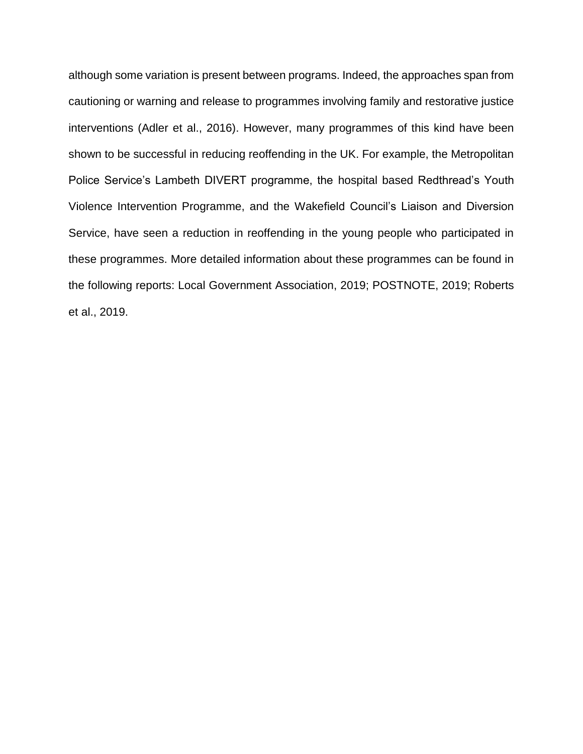although some variation is present between programs. Indeed, the approaches span from cautioning or warning and release to programmes involving family and restorative justice interventions (Adler et al., 2016). However, many programmes of this kind have been shown to be successful in reducing reoffending in the UK. For example, the Metropolitan Police Service's Lambeth DIVERT programme, the hospital based Redthread's Youth Violence Intervention Programme, and the Wakefield Council's Liaison and Diversion Service, have seen a reduction in reoffending in the young people who participated in these programmes. More detailed information about these programmes can be found in the following reports: Local Government Association, 2019; POSTNOTE, 2019; Roberts et al., 2019.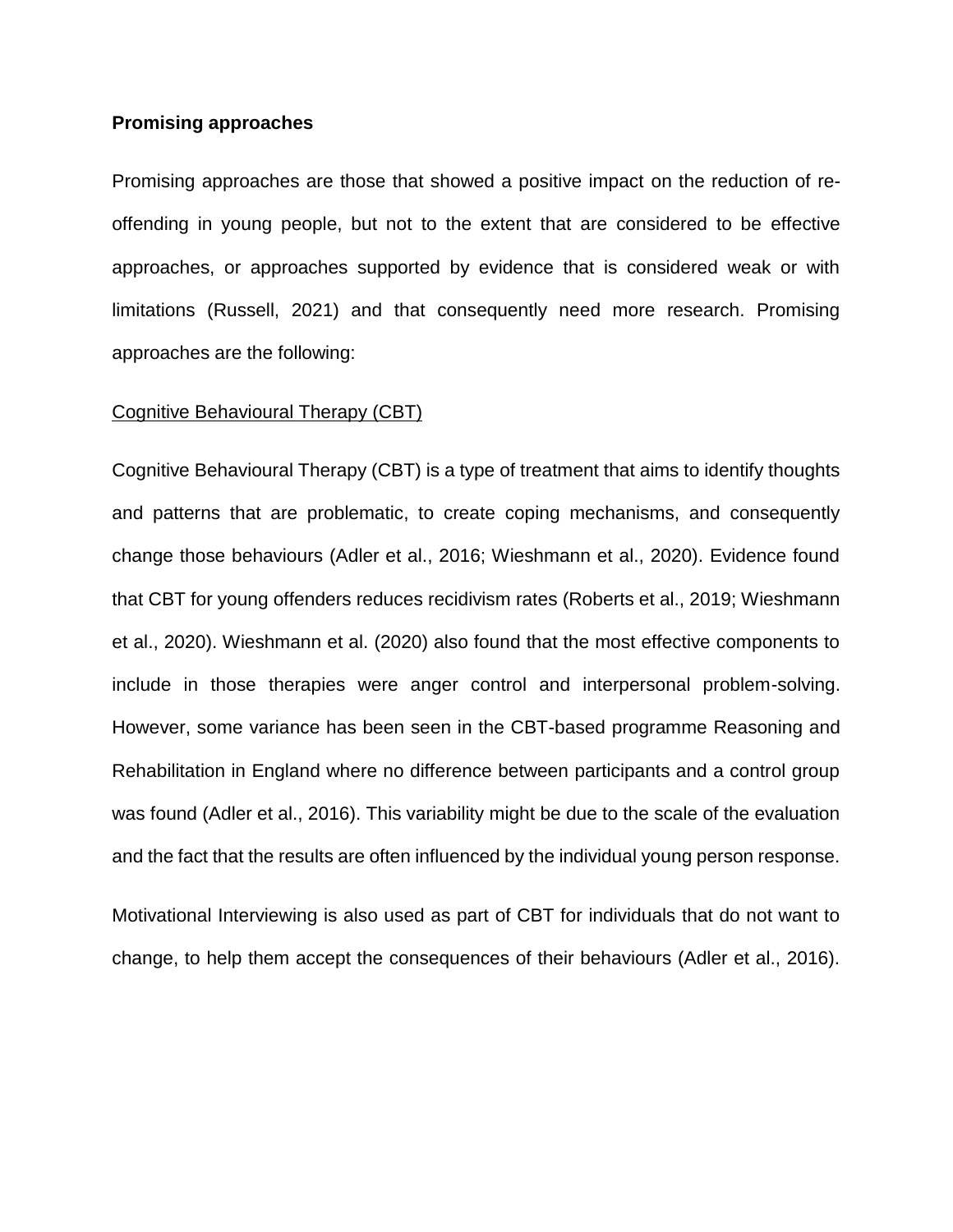**Promising approaches**

Promising approaches are those that showed a positive impact on the reduction of re-offending in young people, but not to the extent that are considered to be effective approaches, or approaches supported by evidence that is considered weak or with limitations (Russell, 2021) and that consequently need more research. Promising approaches are the following:

<u>Cognitive Behavioural Therapy (CBT)</u>

Cognitive Behavioural Therapy (CBT) is a type of treatment that aims to identify thoughts and patterns that are problematic, to create coping mechanisms, and consequently change those behaviours (Adler et al., 2016; Wieshmann et al., 2020). Evidence found that CBT for young offenders reduces recidivism rates (Roberts et al., 2019; Wieshmann et al., 2020). Wieshmann et al. (2020) also found that the most effective components to include in those therapies were anger control and interpersonal problem-solving. However, some variance has been seen in the CBT-based programme Reasoning and Rehabilitation in England where no difference between participants and a control group was found (Adler et al., 2016). This variability might be due to the scale of the evaluation and the fact that the results are often influenced by the individual young person response.

Motivational Interviewing is also used as part of CBT for individuals that do not want to change, to help them accept the consequences of their behaviours (Adler et al., 2016).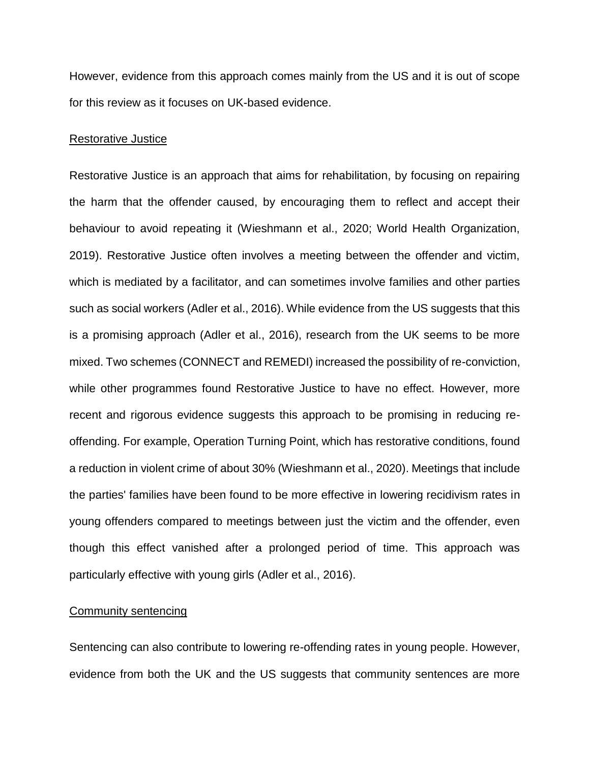However, evidence from this approach comes mainly from the US and it is out of scope for this review as it focuses on UK-based evidence.

### Restorative Justice

Restorative Justice is an approach that aims for rehabilitation, by focusing on repairing the harm that the offender caused, by encouraging them to reflect and accept their behaviour to avoid repeating it (Wieshmann et al., 2020; World Health Organization, 2019). Restorative Justice often involves a meeting between the offender and victim, which is mediated by a facilitator, and can sometimes involve families and other parties such as social workers (Adler et al., 2016). While evidence from the US suggests that this is a promising approach (Adler et al., 2016), research from the UK seems to be more mixed. Two schemes (CONNECT and REMEDI) increased the possibility of re-conviction, while other programmes found Restorative Justice to have no effect. However, more recent and rigorous evidence suggests this approach to be promising in reducing re-offending. For example, Operation Turning Point, which has restorative conditions, found a reduction in violent crime of about 30% (Wieshmann et al., 2020). Meetings that include the parties' families have been found to be more effective in lowering recidivism rates in young offenders compared to meetings between just the victim and the offender, even though this effect vanished after a prolonged period of time. This approach was particularly effective with young girls (Adler et al., 2016).

### Community sentencing

Sentencing can also contribute to lowering re-offending rates in young people. However, evidence from both the UK and the US suggests that community sentences are more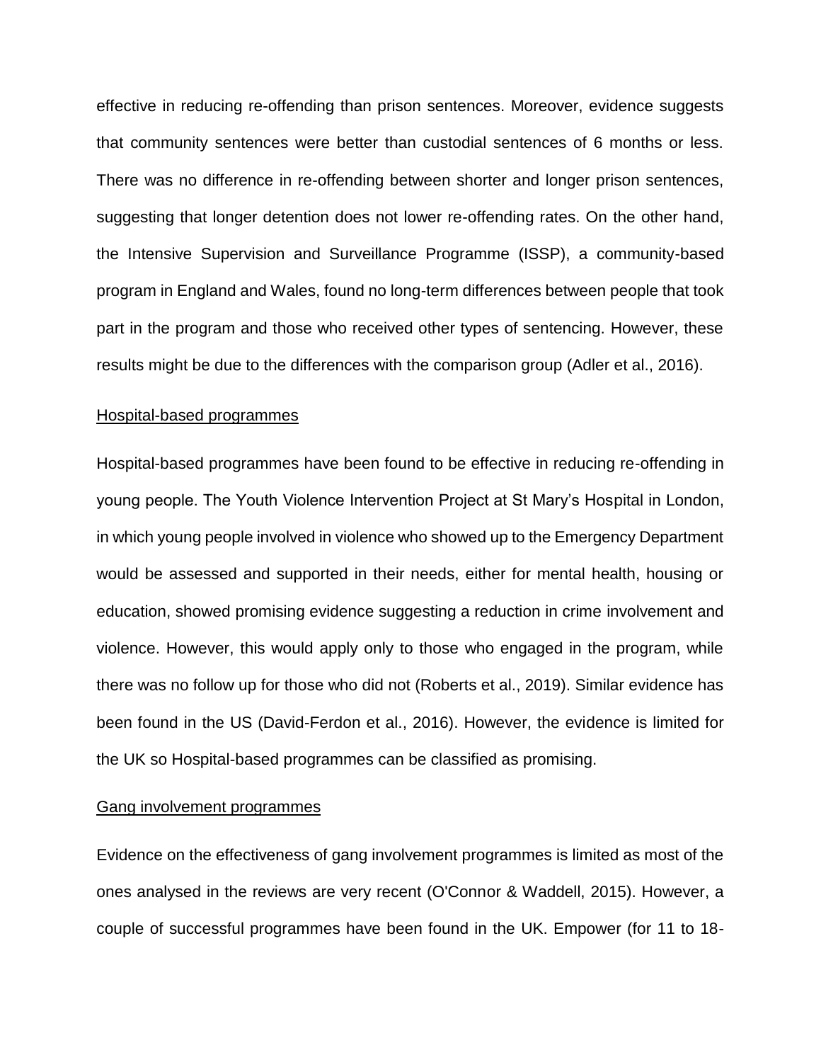effective in reducing re-offending than prison sentences. Moreover, evidence suggests that community sentences were better than custodial sentences of 6 months or less. There was no difference in re-offending between shorter and longer prison sentences, suggesting that longer detention does not lower re-offending rates. On the other hand, the Intensive Supervision and Surveillance Programme (ISSP), a community-based program in England and Wales, found no long-term differences between people that took part in the program and those who received other types of sentencing. However, these results might be due to the differences with the comparison group (Adler et al., 2016).

### Hospital-based programmes

Hospital-based programmes have been found to be effective in reducing re-offending in young people. The Youth Violence Intervention Project at St Mary's Hospital in London, in which young people involved in violence who showed up to the Emergency Department would be assessed and supported in their needs, either for mental health, housing or education, showed promising evidence suggesting a reduction in crime involvement and violence. However, this would apply only to those who engaged in the program, while there was no follow up for those who did not (Roberts et al., 2019). Similar evidence has been found in the US (David-Ferdon et al., 2016). However, the evidence is limited for the UK so Hospital-based programmes can be classified as promising.

### Gang involvement programmes

Evidence on the effectiveness of gang involvement programmes is limited as most of the ones analysed in the reviews are very recent (O'Connor & Waddell, 2015). However, a couple of successful programmes have been found in the UK. Empower (for 11 to 18-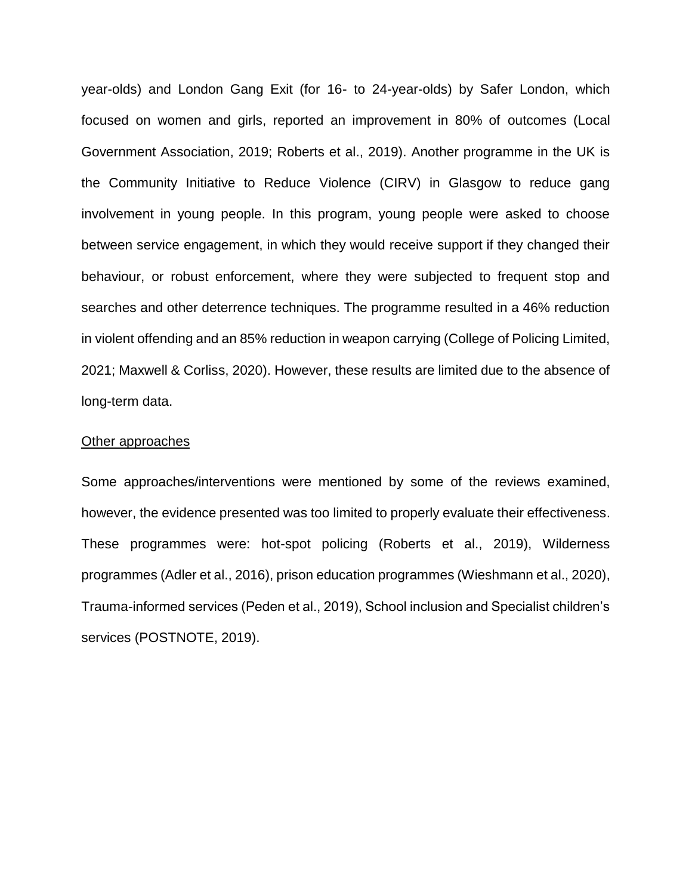year-olds) and London Gang Exit (for 16- to 24-year-olds) by Safer London, which focused on women and girls, reported an improvement in 80% of outcomes (Local Government Association, 2019; Roberts et al., 2019). Another programme in the UK is the Community Initiative to Reduce Violence (CIRV) in Glasgow to reduce gang involvement in young people. In this program, young people were asked to choose between service engagement, in which they would receive support if they changed their behaviour, or robust enforcement, where they were subjected to frequent stop and searches and other deterrence techniques. The programme resulted in a 46% reduction in violent offending and an 85% reduction in weapon carrying (College of Policing Limited, 2021; Maxwell & Corliss, 2020). However, these results are limited due to the absence of long-term data.

<u>Other approaches</u>

Some approaches/interventions were mentioned by some of the reviews examined, however, the evidence presented was too limited to properly evaluate their effectiveness. These programmes were: hot-spot policing (Roberts et al., 2019), Wilderness programmes (Adler et al., 2016), prison education programmes (Wieshmann et al., 2020), Trauma-informed services (Peden et al., 2019), School inclusion and Specialist children's services (POSTNOTE, 2019).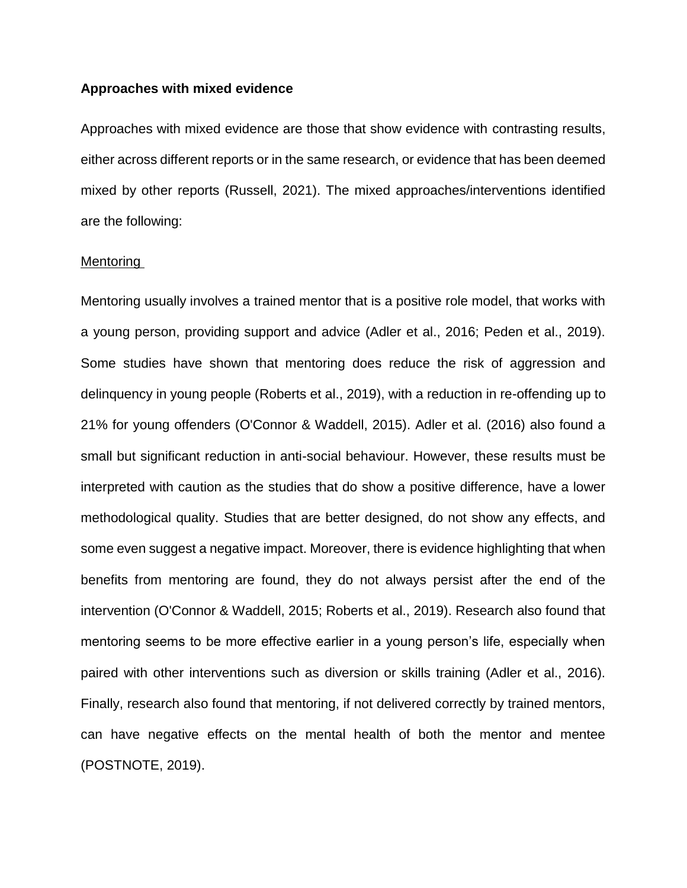**Approaches with mixed evidence**

Approaches with mixed evidence are those that show evidence with contrasting results, either across different reports or in the same research, or evidence that has been deemed mixed by other reports (Russell, 2021). The mixed approaches/interventions identified are the following:

<u>Mentoring</u>

Mentoring usually involves a trained mentor that is a positive role model, that works with a young person, providing support and advice (Adler et al., 2016; Peden et al., 2019). Some studies have shown that mentoring does reduce the risk of aggression and delinquency in young people (Roberts et al., 2019), with a reduction in re-offending up to 21% for young offenders (O'Connor & Waddell, 2015). Adler et al. (2016) also found a small but significant reduction in anti-social behaviour. However, these results must be interpreted with caution as the studies that do show a positive difference, have a lower methodological quality. Studies that are better designed, do not show any effects, and some even suggest a negative impact. Moreover, there is evidence highlighting that when benefits from mentoring are found, they do not always persist after the end of the intervention (O'Connor & Waddell, 2015; Roberts et al., 2019). Research also found that mentoring seems to be more effective earlier in a young person's life, especially when paired with other interventions such as diversion or skills training (Adler et al., 2016). Finally, research also found that mentoring, if not delivered correctly by trained mentors, can have negative effects on the mental health of both the mentor and mentee (POSTNOTE, 2019).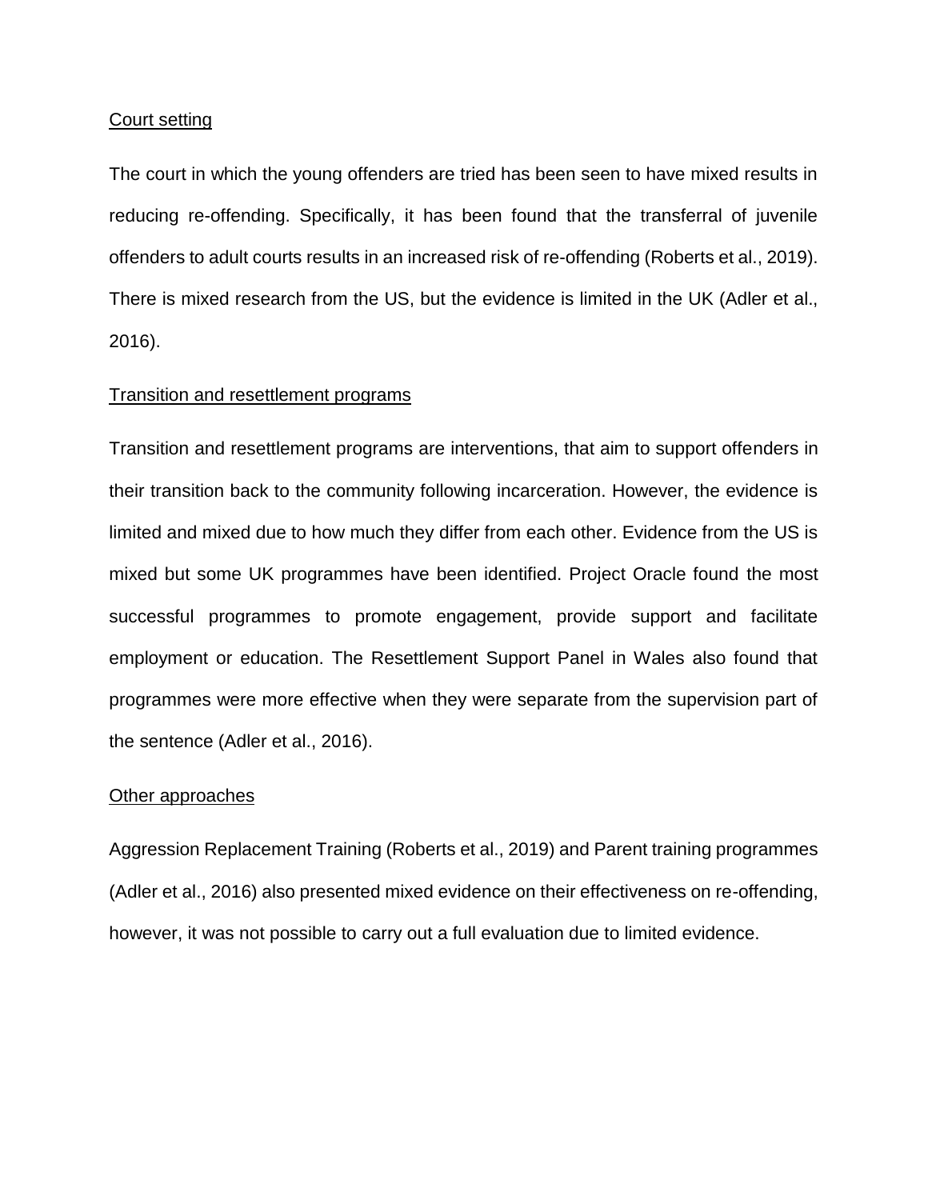<u>Court setting</u>

The court in which the young offenders are tried has been seen to have mixed results in reducing re-offending. Specifically, it has been found that the transferral of juvenile offenders to adult courts results in an increased risk of re-offending (Roberts et al., 2019). There is mixed research from the US, but the evidence is limited in the UK (Adler et al., 2016).

<u>Transition and resettlement programs</u>

Transition and resettlement programs are interventions, that aim to support offenders in their transition back to the community following incarceration. However, the evidence is limited and mixed due to how much they differ from each other. Evidence from the US is mixed but some UK programmes have been identified. Project Oracle found the most successful programmes to promote engagement, provide support and facilitate employment or education. The Resettlement Support Panel in Wales also found that programmes were more effective when they were separate from the supervision part of the sentence (Adler et al., 2016).

<u>Other approaches</u>

Aggression Replacement Training (Roberts et al., 2019) and Parent training programmes (Adler et al., 2016) also presented mixed evidence on their effectiveness on re-offending, however, it was not possible to carry out a full evaluation due to limited evidence.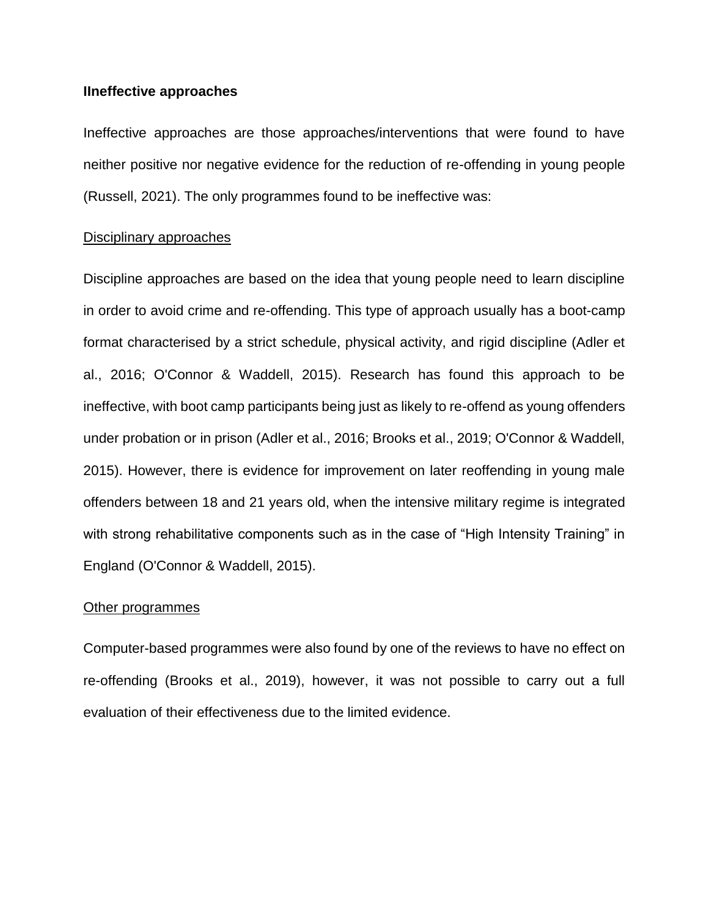**IIneffective approaches**

Ineffective approaches are those approaches/interventions that were found to have neither positive nor negative evidence for the reduction of re-offending in young people (Russell, 2021). The only programmes found to be ineffective was:

Disciplinary approaches

Discipline approaches are based on the idea that young people need to learn discipline in order to avoid crime and re-offending. This type of approach usually has a boot-camp format characterised by a strict schedule, physical activity, and rigid discipline (Adler et al., 2016; O'Connor & Waddell, 2015). Research has found this approach to be ineffective, with boot camp participants being just as likely to re-offend as young offenders under probation or in prison (Adler et al., 2016; Brooks et al., 2019; O'Connor & Waddell, 2015). However, there is evidence for improvement on later reoffending in young male offenders between 18 and 21 years old, when the intensive military regime is integrated with strong rehabilitative components such as in the case of "High Intensity Training" in England (O'Connor & Waddell, 2015).

Other programmes

Computer-based programmes were also found by one of the reviews to have no effect on re-offending (Brooks et al., 2019), however, it was not possible to carry out a full evaluation of their effectiveness due to the limited evidence.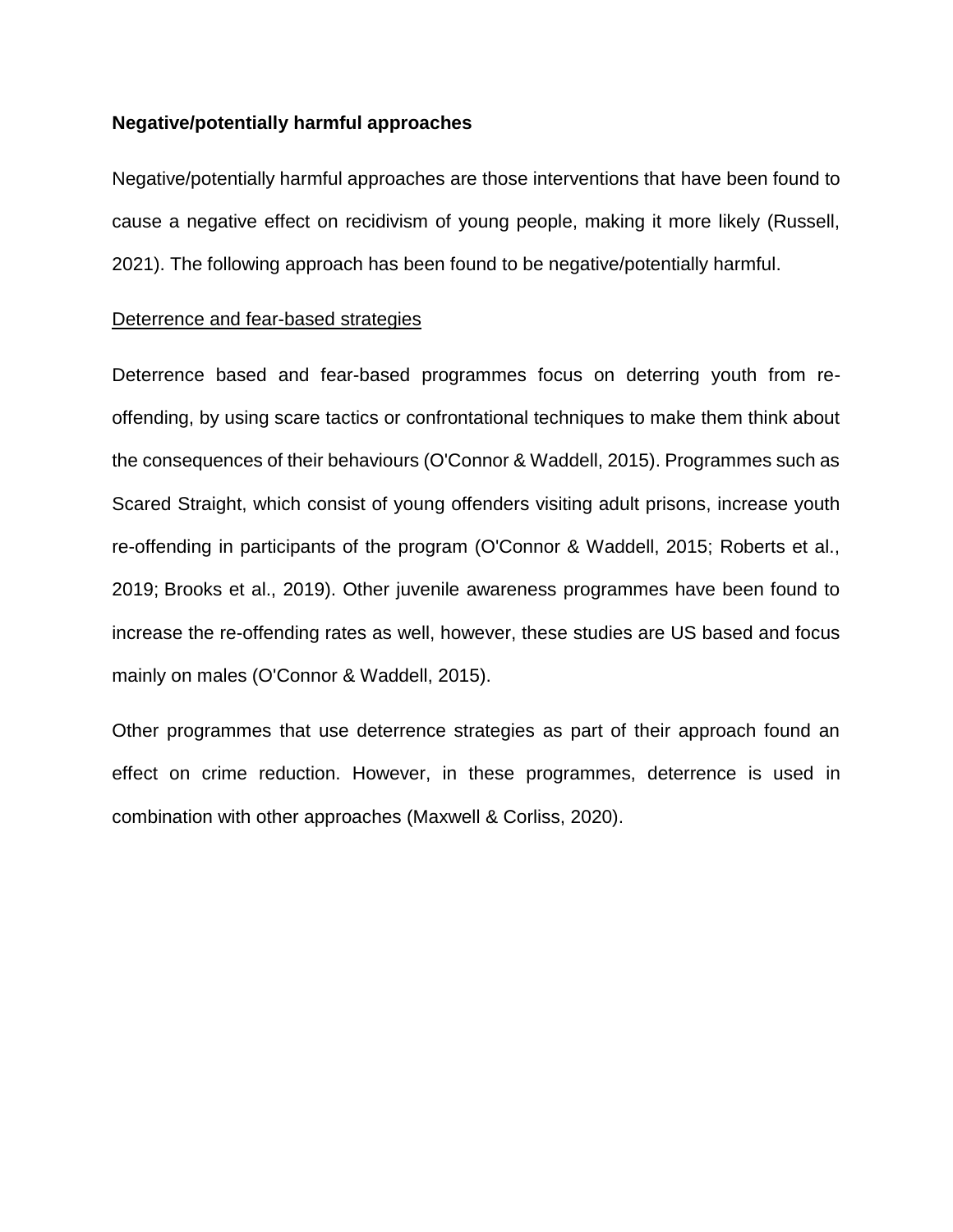**Negative/potentially harmful approaches**

Negative/potentially harmful approaches are those interventions that have been found to cause a negative effect on recidivism of young people, making it more likely (Russell, 2021). The following approach has been found to be negative/potentially harmful.

<u>Deterrence and fear-based strategies</u>

Deterrence based and fear-based programmes focus on deterring youth from re-offending, by using scare tactics or confrontational techniques to make them think about the consequences of their behaviours (O'Connor & Waddell, 2015). Programmes such as Scared Straight, which consist of young offenders visiting adult prisons, increase youth re-offending in participants of the program (O'Connor & Waddell, 2015; Roberts et al., 2019; Brooks et al., 2019). Other juvenile awareness programmes have been found to increase the re-offending rates as well, however, these studies are US based and focus mainly on males (O'Connor & Waddell, 2015).

Other programmes that use deterrence strategies as part of their approach found an effect on crime reduction. However, in these programmes, deterrence is used in combination with other approaches (Maxwell & Corliss, 2020).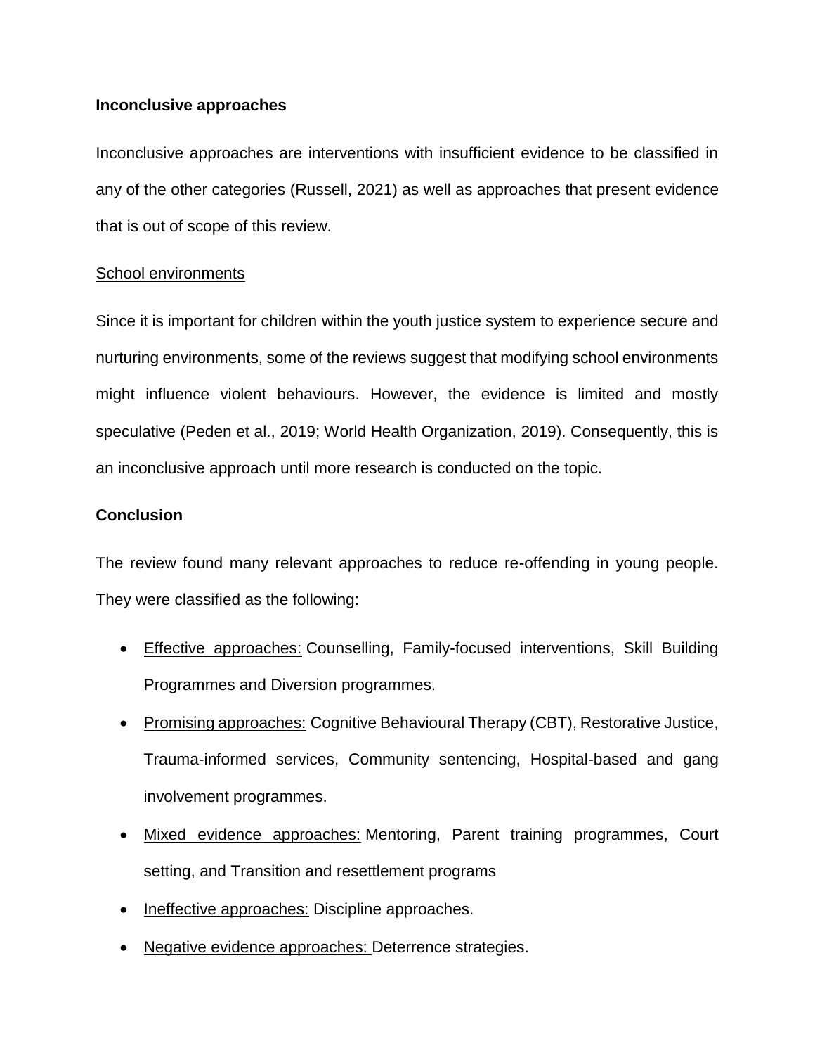**Inconclusive approaches**

Inconclusive approaches are interventions with insufficient evidence to be classified in any of the other categories (Russell, 2021) as well as approaches that present evidence that is out of scope of this review.

<u>School environments</u>

Since it is important for children within the youth justice system to experience secure and nurturing environments, some of the reviews suggest that modifying school environments might influence violent behaviours. However, the evidence is limited and mostly speculative (Peden et al., 2019; World Health Organization, 2019). Consequently, this is an inconclusive approach until more research is conducted on the topic.

**Conclusion**

The review found many relevant approaches to reduce re-offending in young people. They were classified as the following:

- <u>Effective approaches:</u> Counselling, Family-focused interventions, Skill Building Programmes and Diversion programmes.
- <u>Promising approaches:</u> Cognitive Behavioural Therapy (CBT), Restorative Justice, Trauma-informed services, Community sentencing, Hospital-based and gang involvement programmes.
- <u>Mixed evidence approaches:</u> Mentoring, Parent training programmes, Court setting, and Transition and resettlement programs
- <u>Ineffective approaches:</u> Discipline approaches.
- <u>Negative evidence approaches:</u> Deterrence strategies.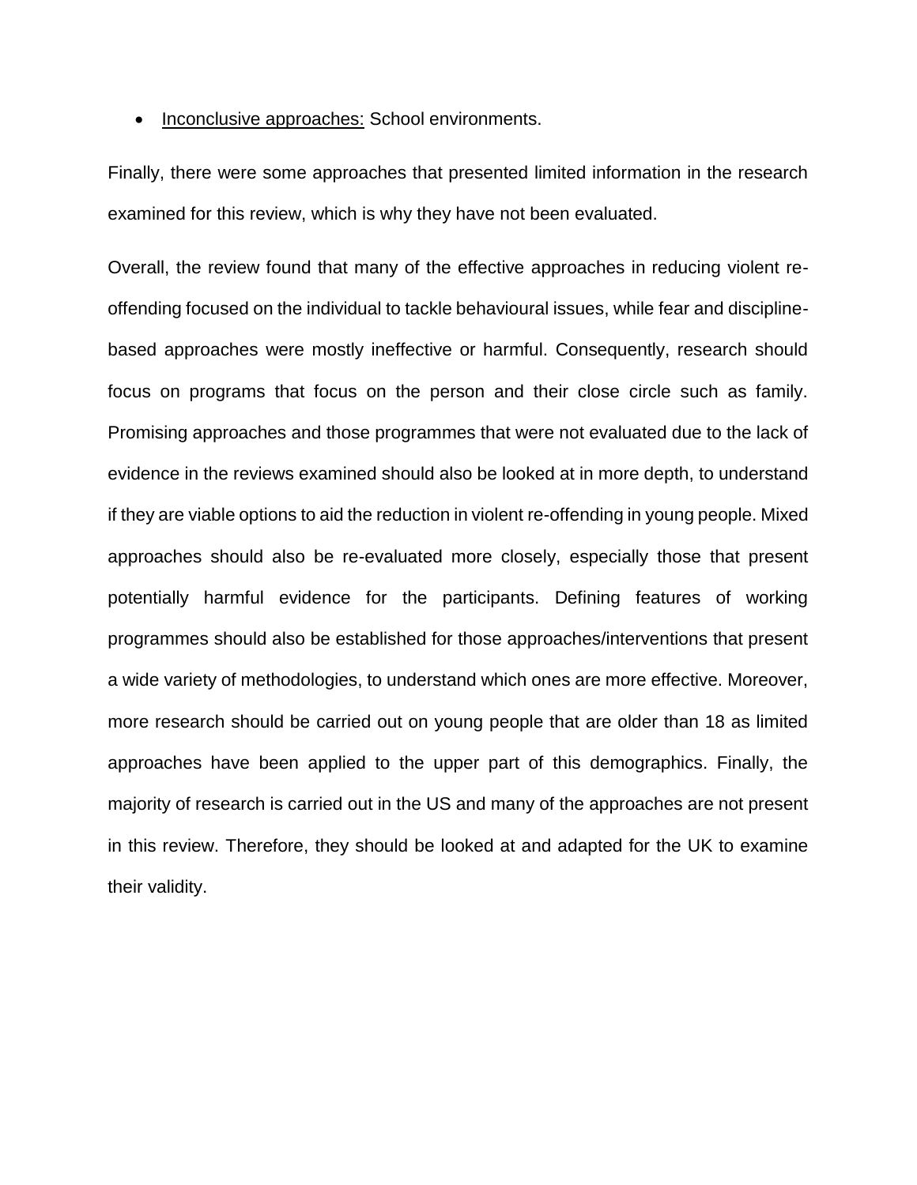- <u>Inconclusive approaches:</u> School environments.

Finally, there were some approaches that presented limited information in the research examined for this review, which is why they have not been evaluated.

Overall, the review found that many of the effective approaches in reducing violent re-offending focused on the individual to tackle behavioural issues, while fear and discipline-based approaches were mostly ineffective or harmful. Consequently, research should focus on programs that focus on the person and their close circle such as family. Promising approaches and those programmes that were not evaluated due to the lack of evidence in the reviews examined should also be looked at in more depth, to understand if they are viable options to aid the reduction in violent re-offending in young people. Mixed approaches should also be re-evaluated more closely, especially those that present potentially harmful evidence for the participants. Defining features of working programmes should also be established for those approaches/interventions that present a wide variety of methodologies, to understand which ones are more effective. Moreover, more research should be carried out on young people that are older than 18 as limited approaches have been applied to the upper part of this demographics. Finally, the majority of research is carried out in the US and many of the approaches are not present in this review. Therefore, they should be looked at and adapted for the UK to examine their validity.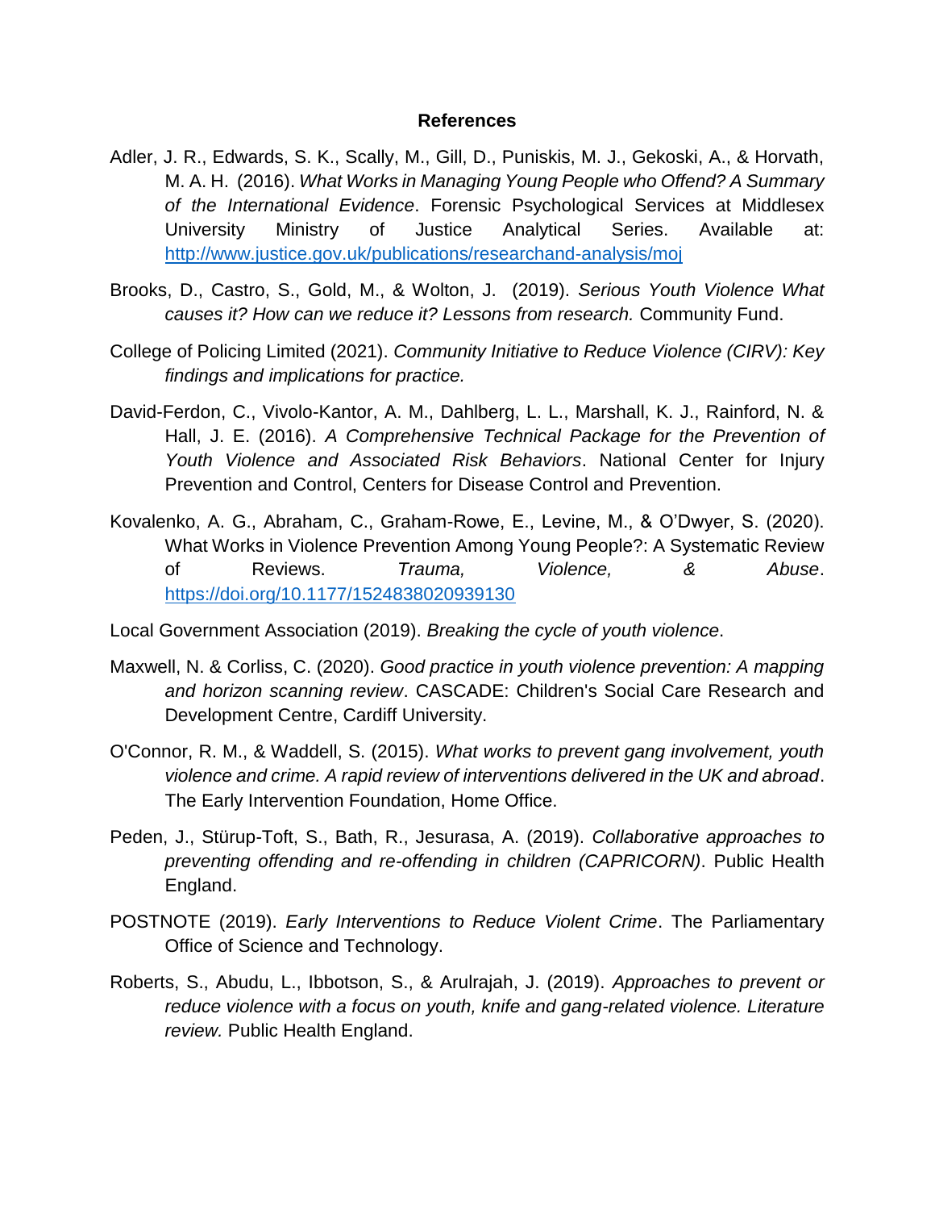# References

Adler, J. R., Edwards, S. K., Scally, M., Gill, D., Puniskis, M. J., Gekoski, A., & Horvath, M. A. H. (2016). *What Works in Managing Young People who Offend? A Summary of the International Evidence*. Forensic Psychological Services at Middlesex University Ministry of Justice Analytical Series. Available at: http://www.justice.gov.uk/publications/researchand-analysis/moj

Brooks, D., Castro, S., Gold, M., & Wolton, J. (2019). *Serious Youth Violence What causes it? How can we reduce it? Lessons from research.* Community Fund.

College of Policing Limited (2021). *Community Initiative to Reduce Violence (CIRV): Key findings and implications for practice.*

David-Ferdon, C., Vivolo-Kantor, A. M., Dahlberg, L. L., Marshall, K. J., Rainford, N. & Hall, J. E. (2016). *A Comprehensive Technical Package for the Prevention of Youth Violence and Associated Risk Behaviors*. National Center for Injury Prevention and Control, Centers for Disease Control and Prevention.

Kovalenko, A. G., Abraham, C., Graham-Rowe, E., Levine, M., & O'Dwyer, S. (2020). What Works in Violence Prevention Among Young People?: A Systematic Review of Reviews. *Trauma, Violence, & Abuse*. https://doi.org/10.1177/1524838020939130

Local Government Association (2019). *Breaking the cycle of youth violence*.

Maxwell, N. & Corliss, C. (2020). *Good practice in youth violence prevention: A mapping and horizon scanning review*. CASCADE: Children's Social Care Research and Development Centre, Cardiff University.

O'Connor, R. M., & Waddell, S. (2015). *What works to prevent gang involvement, youth violence and crime. A rapid review of interventions delivered in the UK and abroad*. The Early Intervention Foundation, Home Office.

Peden, J., Stürup-Toft, S., Bath, R., Jesurasa, A. (2019). *Collaborative approaches to preventing offending and re-offending in children (CAPRICORN)*. Public Health England.

POSTNOTE (2019). *Early Interventions to Reduce Violent Crime*. The Parliamentary Office of Science and Technology.

Roberts, S., Abudu, L., Ibbotson, S., & Arulrajah, J. (2019). *Approaches to prevent or reduce violence with a focus on youth, knife and gang-related violence. Literature review.* Public Health England.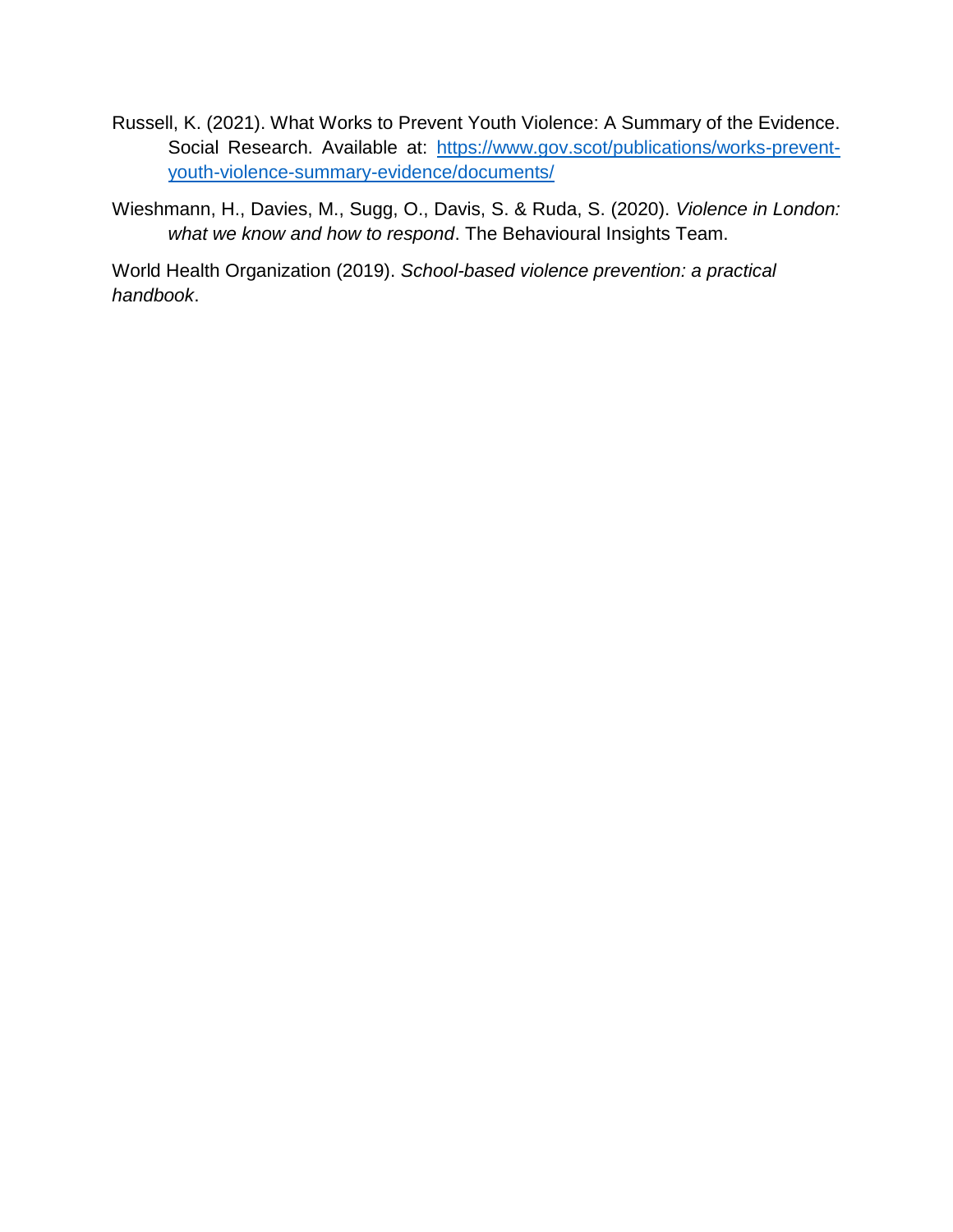Russell, K. (2021). What Works to Prevent Youth Violence: A Summary of the Evidence. Social Research. Available at: https://www.gov.scot/publications/works-prevent-youth-violence-summary-evidence/documents/

Wieshmann, H., Davies, M., Sugg, O., Davis, S. & Ruda, S. (2020). *Violence in London: what we know and how to respond*. The Behavioural Insights Team.

World Health Organization (2019). *School-based violence prevention: a practical handbook*.